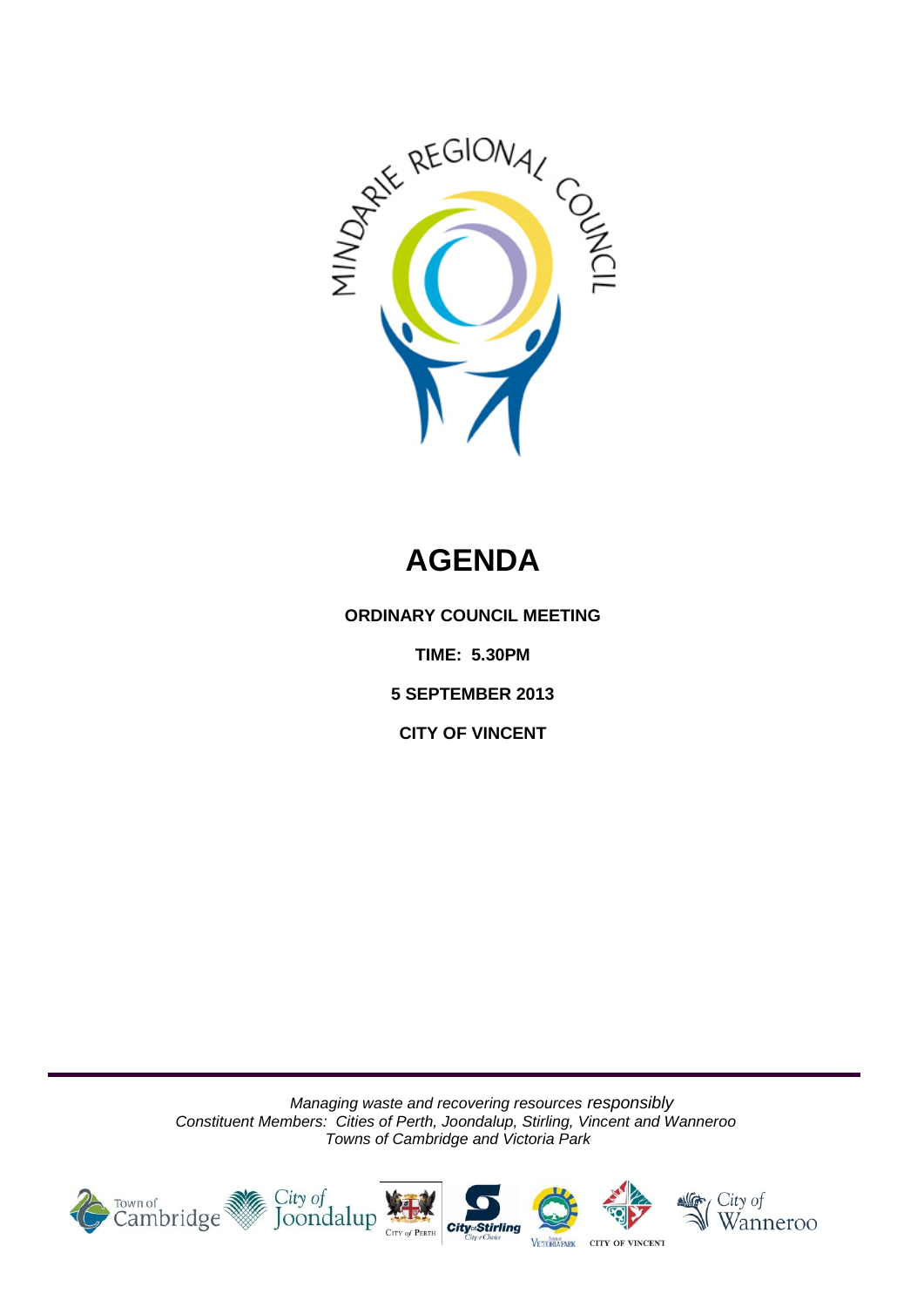MINDARIE REGIONAL COUNCIL

# AGENDA

**ORDINARY COUNCIL MEETING**

**TIME: 5.30PM**

**5 SEPTEMBER 2013**

**CITY OF VINCENT**

*Managing waste and recovering resources responsibly*
*Constituent Members: Cities of Perth, Joondalup, Stirling, Vincent and Wanneroo*
*Towns of Cambridge and Victoria Park*

Town of Cambridge | City of Joondalup | City of Perth | City of Stirling | Victoria Park | City of Vincent | City of Wanneroo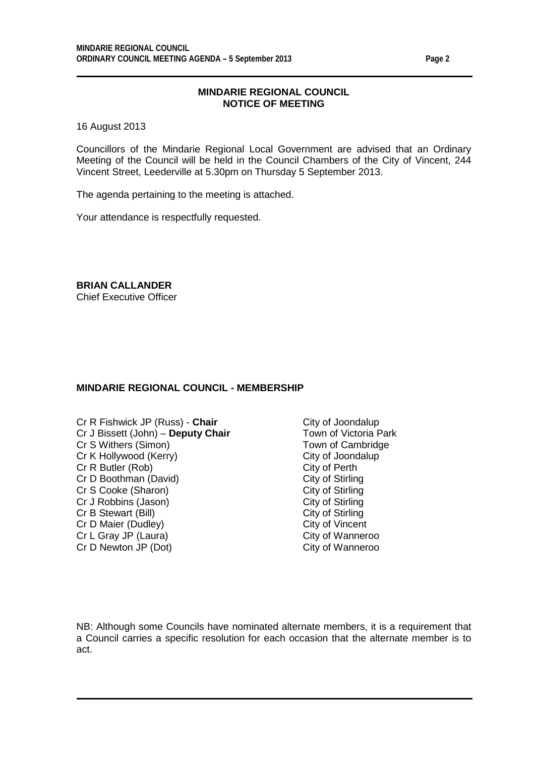## MINDARIE REGIONAL COUNCIL
## NOTICE OF MEETING

16 August 2013

Councillors of the Mindarie Regional Local Government are advised that an Ordinary Meeting of the Council will be held in the Council Chambers of the City of Vincent, 244 Vincent Street, Leederville at 5.30pm on Thursday 5 September 2013.

The agenda pertaining to the meeting is attached.

Your attendance is respectfully requested.

**BRIAN CALLANDER**
Chief Executive Officer

### MINDARIE REGIONAL COUNCIL - MEMBERSHIP

| | |
|---|---|
| Cr R Fishwick JP (Russ) - **Chair** | City of Joondalup |
| Cr J Bissett (John) – **Deputy Chair** | Town of Victoria Park |
| Cr S Withers (Simon) | Town of Cambridge |
| Cr K Hollywood (Kerry) | City of Joondalup |
| Cr R Butler (Rob) | City of Perth |
| Cr D Boothman (David) | City of Stirling |
| Cr S Cooke (Sharon) | City of Stirling |
| Cr J Robbins (Jason) | City of Stirling |
| Cr B Stewart (Bill) | City of Stirling |
| Cr D Maier (Dudley) | City of Vincent |
| Cr L Gray JP (Laura) | City of Wanneroo |
| Cr D Newton JP (Dot) | City of Wanneroo |

NB: Although some Councils have nominated alternate members, it is a requirement that a Council carries a specific resolution for each occasion that the alternate member is to act.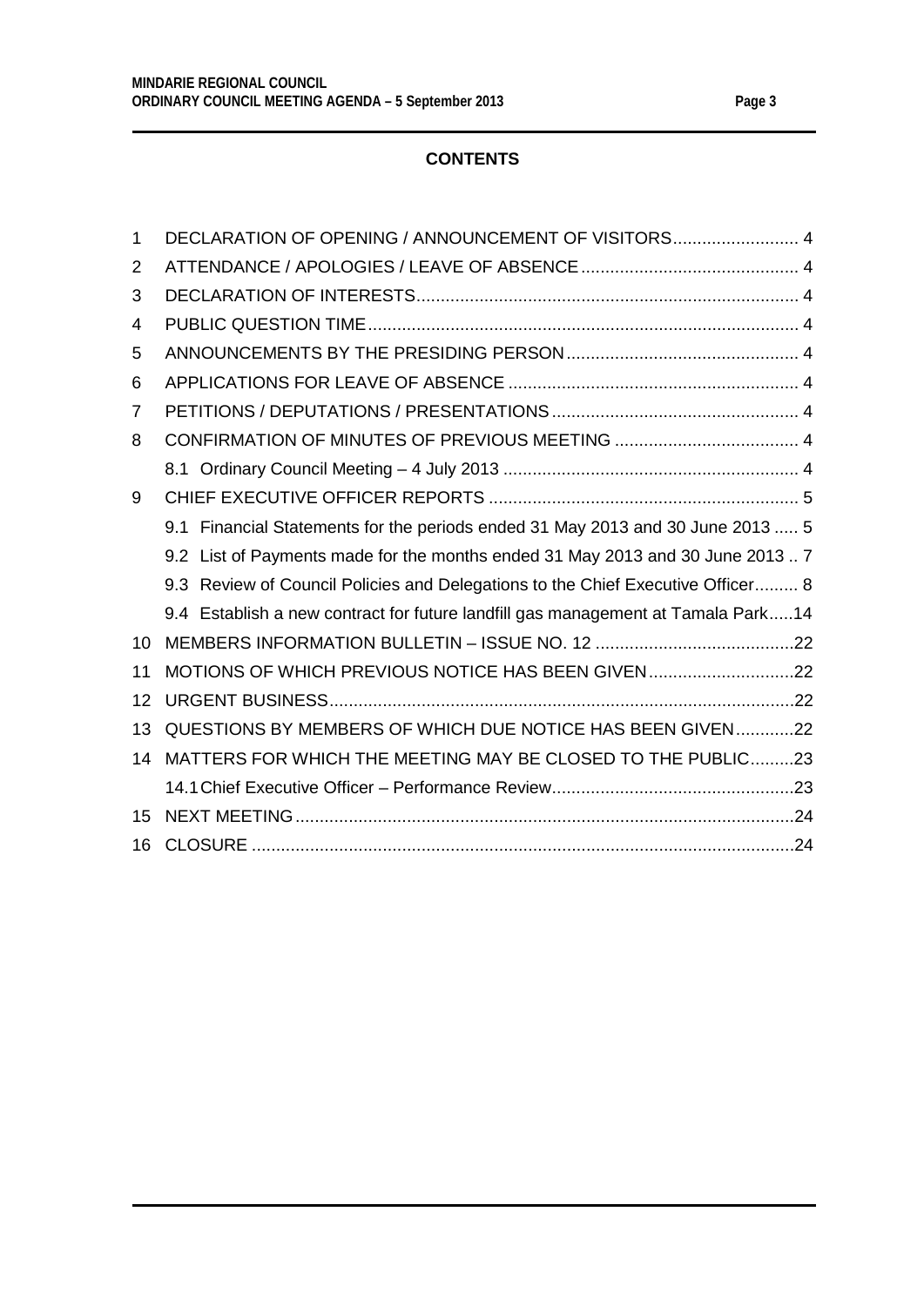## CONTENTS

| | | |
|---|---|---|
| 1 | DECLARATION OF OPENING / ANNOUNCEMENT OF VISITORS | 4 |
| 2 | ATTENDANCE / APOLOGIES / LEAVE OF ABSENCE | 4 |
| 3 | DECLARATION OF INTERESTS | 4 |
| 4 | PUBLIC QUESTION TIME | 4 |
| 5 | ANNOUNCEMENTS BY THE PRESIDING PERSON | 4 |
| 6 | APPLICATIONS FOR LEAVE OF ABSENCE | 4 |
| 7 | PETITIONS / DEPUTATIONS / PRESENTATIONS | 4 |
| 8 | CONFIRMATION OF MINUTES OF PREVIOUS MEETING | 4 |
| | 8.1 Ordinary Council Meeting – 4 July 2013 | 4 |
| 9 | CHIEF EXECUTIVE OFFICER REPORTS | 5 |
| | 9.1 Financial Statements for the periods ended 31 May 2013 and 30 June 2013 | 5 |
| | 9.2 List of Payments made for the months ended 31 May 2013 and 30 June 2013 | 7 |
| | 9.3 Review of Council Policies and Delegations to the Chief Executive Officer | 8 |
| | 9.4 Establish a new contract for future landfill gas management at Tamala Park | 14 |
| 10 | MEMBERS INFORMATION BULLETIN – ISSUE NO. 12 | 22 |
| 11 | MOTIONS OF WHICH PREVIOUS NOTICE HAS BEEN GIVEN | 22 |
| 12 | URGENT BUSINESS | 22 |
| 13 | QUESTIONS BY MEMBERS OF WHICH DUE NOTICE HAS BEEN GIVEN | 22 |
| 14 | MATTERS FOR WHICH THE MEETING MAY BE CLOSED TO THE PUBLIC | 23 |
| | 14.1 Chief Executive Officer – Performance Review | 23 |
| 15 | NEXT MEETING | 24 |
| 16 | CLOSURE | 24 |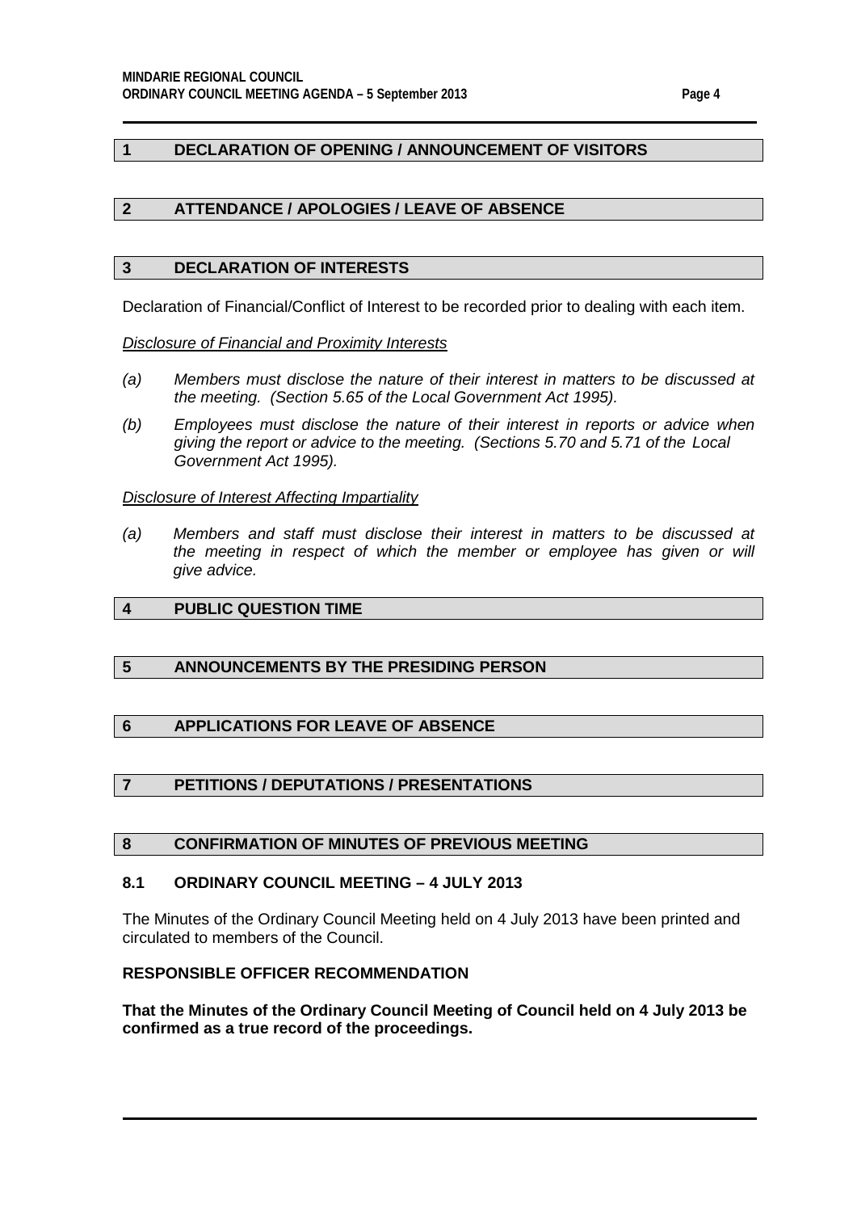## 1 DECLARATION OF OPENING / ANNOUNCEMENT OF VISITORS

## 2 ATTENDANCE / APOLOGIES / LEAVE OF ABSENCE

## 3 DECLARATION OF INTERESTS

Declaration of Financial/Conflict of Interest to be recorded prior to dealing with each item.

*Disclosure of Financial and Proximity Interests*

*(a) Members must disclose the nature of their interest in matters to be discussed at the meeting. (Section 5.65 of the Local Government Act 1995).*

*(b) Employees must disclose the nature of their interest in reports or advice when giving the report or advice to the meeting. (Sections 5.70 and 5.71 of the Local Government Act 1995).*

*Disclosure of Interest Affecting Impartiality*

*(a) Members and staff must disclose their interest in matters to be discussed at the meeting in respect of which the member or employee has given or will give advice.*

## 4 PUBLIC QUESTION TIME

## 5 ANNOUNCEMENTS BY THE PRESIDING PERSON

## 6 APPLICATIONS FOR LEAVE OF ABSENCE

## 7 PETITIONS / DEPUTATIONS / PRESENTATIONS

## 8 CONFIRMATION OF MINUTES OF PREVIOUS MEETING

### 8.1 ORDINARY COUNCIL MEETING – 4 JULY 2013

The Minutes of the Ordinary Council Meeting held on 4 July 2013 have been printed and circulated to members of the Council.

**RESPONSIBLE OFFICER RECOMMENDATION**

**That the Minutes of the Ordinary Council Meeting of Council held on 4 July 2013 be confirmed as a true record of the proceedings.**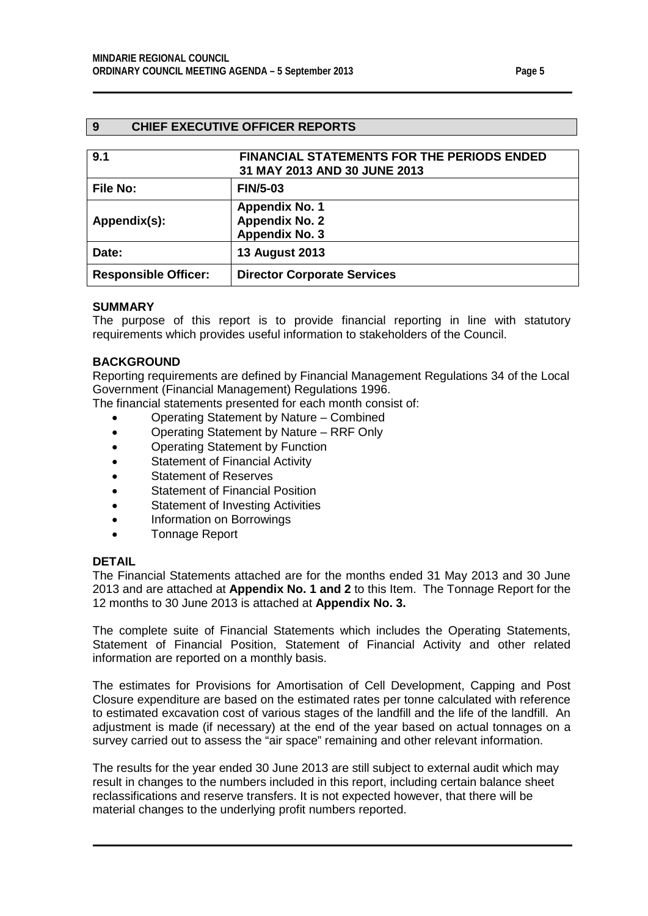## 9 CHIEF EXECUTIVE OFFICER REPORTS

| 9.1 | FINANCIAL STATEMENTS FOR THE PERIODS ENDED 31 MAY 2013 AND 30 JUNE 2013 |
|---|---|
| **File No:** | **FIN/5-03** |
| **Appendix(s):** | **Appendix No. 1**<br>**Appendix No. 2**<br>**Appendix No. 3** |
| **Date:** | **13 August 2013** |
| **Responsible Officer:** | **Director Corporate Services** |

### SUMMARY

The purpose of this report is to provide financial reporting in line with statutory requirements which provides useful information to stakeholders of the Council.

### BACKGROUND

Reporting requirements are defined by Financial Management Regulations 34 of the Local Government (Financial Management) Regulations 1996.

The financial statements presented for each month consist of:

- Operating Statement by Nature – Combined
- Operating Statement by Nature – RRF Only
- Operating Statement by Function
- Statement of Financial Activity
- Statement of Reserves
- Statement of Financial Position
- Statement of Investing Activities
- Information on Borrowings
- Tonnage Report

### DETAIL

The Financial Statements attached are for the months ended 31 May 2013 and 30 June 2013 and are attached at **Appendix No. 1 and 2** to this Item. The Tonnage Report for the 12 months to 30 June 2013 is attached at **Appendix No. 3.**

The complete suite of Financial Statements which includes the Operating Statements, Statement of Financial Position, Statement of Financial Activity and other related information are reported on a monthly basis.

The estimates for Provisions for Amortisation of Cell Development, Capping and Post Closure expenditure are based on the estimated rates per tonne calculated with reference to estimated excavation cost of various stages of the landfill and the life of the landfill. An adjustment is made (if necessary) at the end of the year based on actual tonnages on a survey carried out to assess the "air space" remaining and other relevant information.

The results for the year ended 30 June 2013 are still subject to external audit which may result in changes to the numbers included in this report, including certain balance sheet reclassifications and reserve transfers. It is not expected however, that there will be material changes to the underlying profit numbers reported.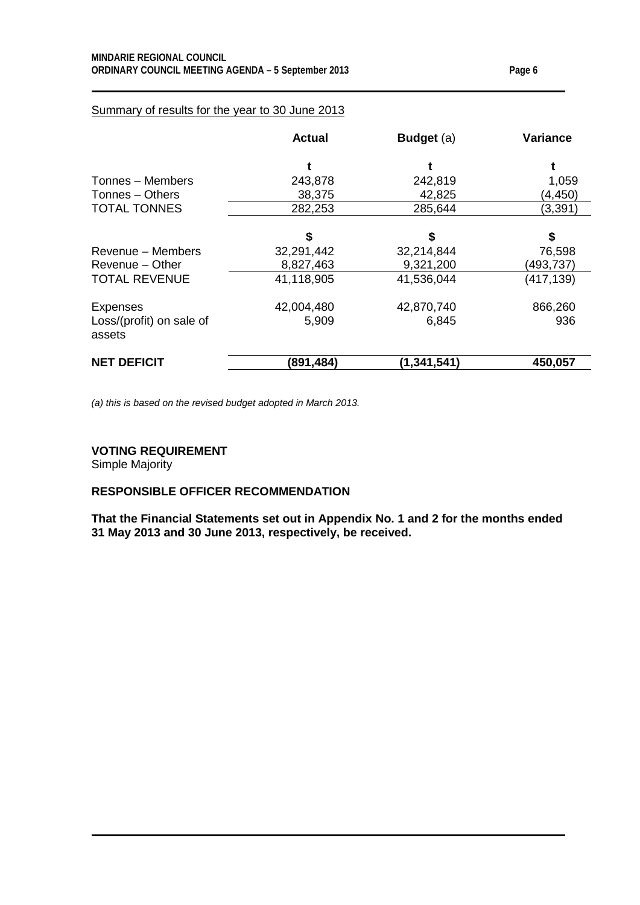Summary of results for the year to 30 June 2013

| | **Actual** | **Budget** (a) | **Variance** |
|---|---|---|---|
| | **t** | **t** | **t** |
| Tonnes – Members | 243,878 | 242,819 | 1,059 |
| Tonnes – Others | 38,375 | 42,825 | (4,450) |
| TOTAL TONNES | 282,253 | 285,644 | (3,391) |
| | **$** | **$** | **$** |
| Revenue – Members | 32,291,442 | 32,214,844 | 76,598 |
| Revenue – Other | 8,827,463 | 9,321,200 | (493,737) |
| TOTAL REVENUE | 41,118,905 | 41,536,044 | (417,139) |
| Expenses | 42,004,480 | 42,870,740 | 866,260 |
| Loss/(profit) on sale of assets | 5,909 | 6,845 | 936 |
| **NET DEFICIT** | **(891,484)** | **(1,341,541)** | **450,057** |

*(a) this is based on the revised budget adopted in March 2013.*

**VOTING REQUIREMENT**
Simple Majority

**RESPONSIBLE OFFICER RECOMMENDATION**

**That the Financial Statements set out in Appendix No. 1 and 2 for the months ended 31 May 2013 and 30 June 2013, respectively, be received.**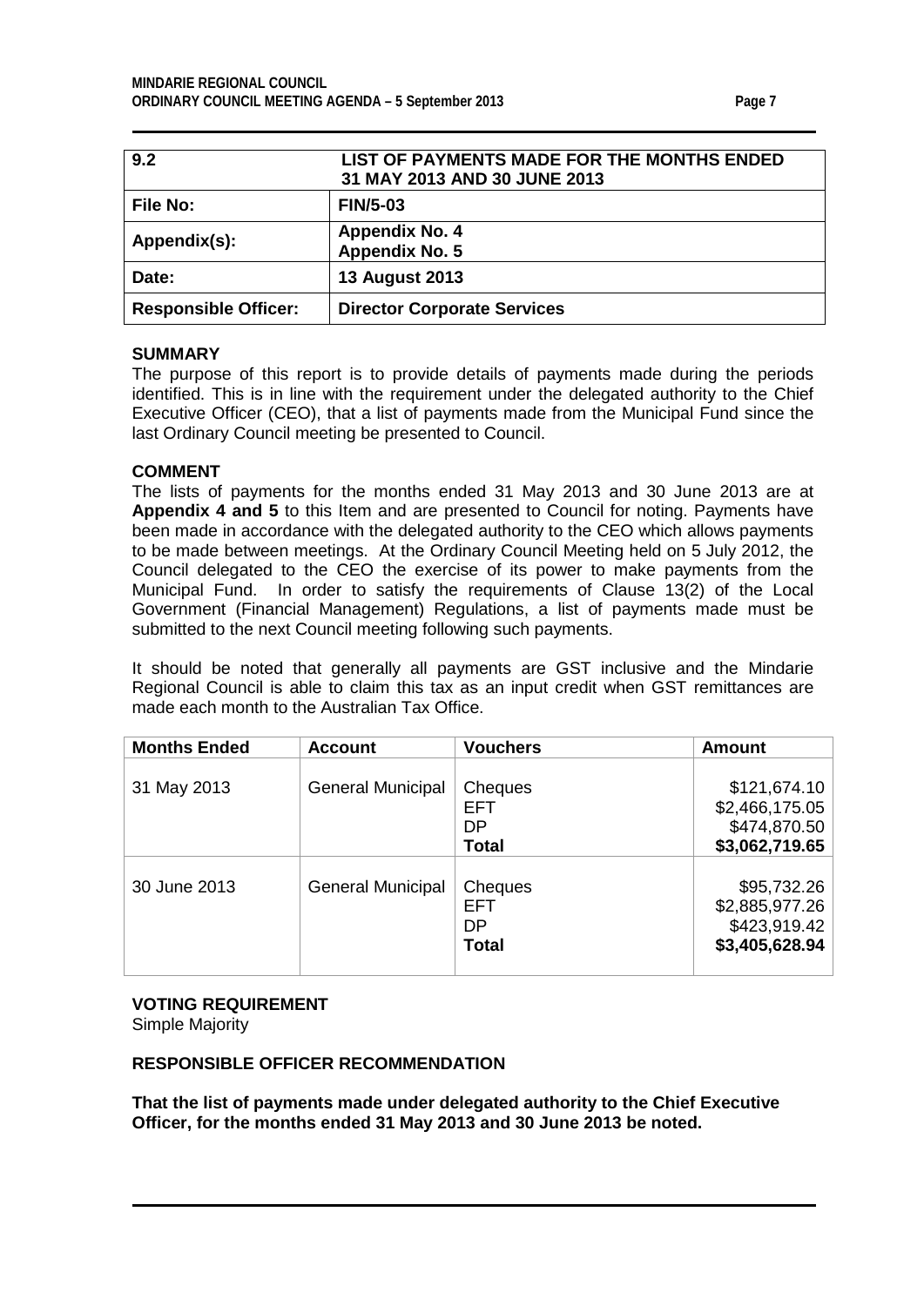| 9.2 | LIST OF PAYMENTS MADE FOR THE MONTHS ENDED 31 MAY 2013 AND 30 JUNE 2013 |
|---|---|
| **File No:** | **FIN/5-03** |
| **Appendix(s):** | **Appendix No. 4**<br>**Appendix No. 5** |
| **Date:** | **13 August 2013** |
| **Responsible Officer:** | **Director Corporate Services** |

**SUMMARY**

The purpose of this report is to provide details of payments made during the periods identified. This is in line with the requirement under the delegated authority to the Chief Executive Officer (CEO), that a list of payments made from the Municipal Fund since the last Ordinary Council meeting be presented to Council.

**COMMENT**

The lists of payments for the months ended 31 May 2013 and 30 June 2013 are at **Appendix 4 and 5** to this Item and are presented to Council for noting. Payments have been made in accordance with the delegated authority to the CEO which allows payments to be made between meetings. At the Ordinary Council Meeting held on 5 July 2012, the Council delegated to the CEO the exercise of its power to make payments from the Municipal Fund. In order to satisfy the requirements of Clause 13(2) of the Local Government (Financial Management) Regulations, a list of payments made must be submitted to the next Council meeting following such payments.

It should be noted that generally all payments are GST inclusive and the Mindarie Regional Council is able to claim this tax as an input credit when GST remittances are made each month to the Australian Tax Office.

| Months Ended | Account | Vouchers | Amount |
|---|---|---|---|
| 31 May 2013 | General Municipal | Cheques<br>EFT<br>DP<br>**Total** | \$121,674.10<br>\$2,466,175.05<br>\$474,870.50<br>**\$3,062,719.65** |
| 30 June 2013 | General Municipal | Cheques<br>EFT<br>DP<br>**Total** | \$95,732.26<br>\$2,885,977.26<br>\$423,919.42<br>**\$3,405,628.94** |

**VOTING REQUIREMENT**

Simple Majority

**RESPONSIBLE OFFICER RECOMMENDATION**

**That the list of payments made under delegated authority to the Chief Executive Officer, for the months ended 31 May 2013 and 30 June 2013 be noted.**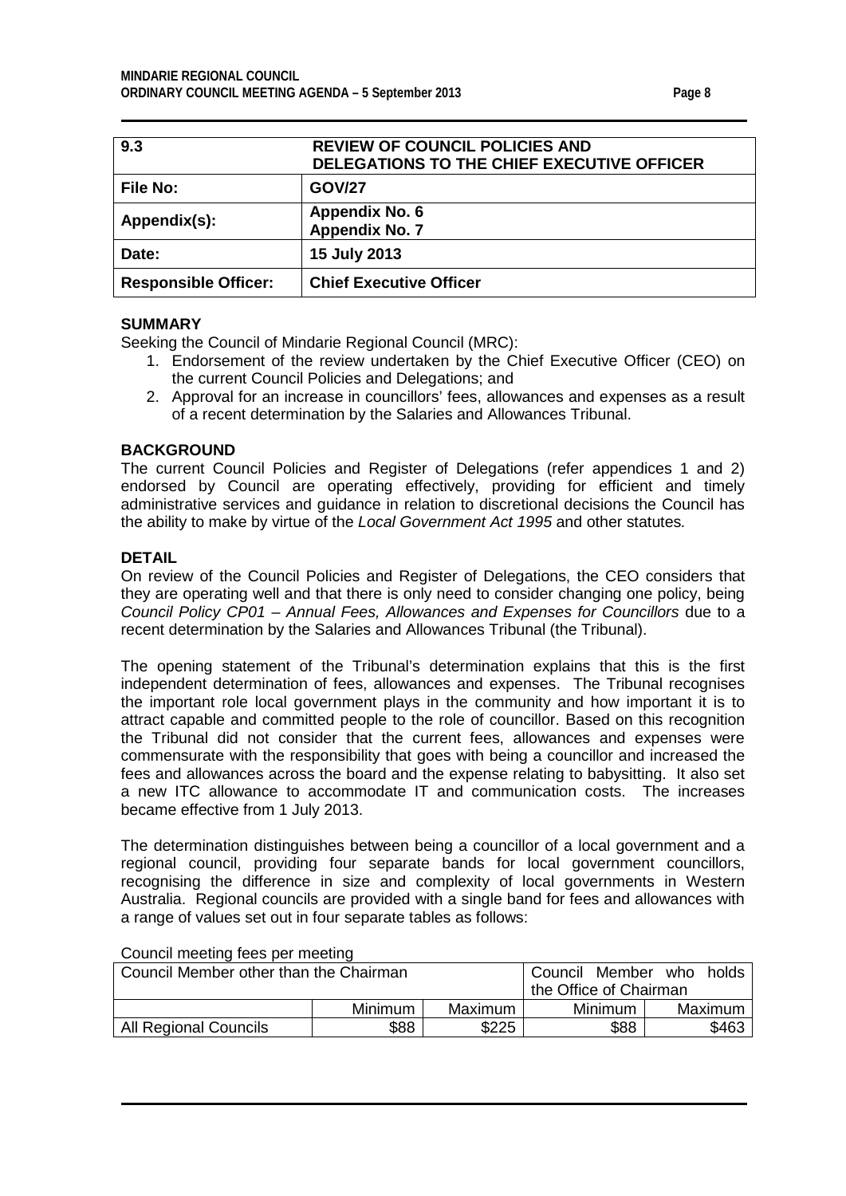| 9.3 | REVIEW OF COUNCIL POLICIES AND DELEGATIONS TO THE CHIEF EXECUTIVE OFFICER |
|---|---|
| **File No:** | **GOV/27** |
| **Appendix(s):** | **Appendix No. 6**<br>**Appendix No. 7** |
| **Date:** | **15 July 2013** |
| **Responsible Officer:** | **Chief Executive Officer** |

**SUMMARY**

Seeking the Council of Mindarie Regional Council (MRC):

1. Endorsement of the review undertaken by the Chief Executive Officer (CEO) on the current Council Policies and Delegations; and
2. Approval for an increase in councillors' fees, allowances and expenses as a result of a recent determination by the Salaries and Allowances Tribunal.

**BACKGROUND**

The current Council Policies and Register of Delegations (refer appendices 1 and 2) endorsed by Council are operating effectively, providing for efficient and timely administrative services and guidance in relation to discretional decisions the Council has the ability to make by virtue of the *Local Government Act 1995* and other statutes.

**DETAIL**

On review of the Council Policies and Register of Delegations, the CEO considers that they are operating well and that there is only need to consider changing one policy, being *Council Policy CP01 – Annual Fees, Allowances and Expenses for Councillors* due to a recent determination by the Salaries and Allowances Tribunal (the Tribunal).

The opening statement of the Tribunal's determination explains that this is the first independent determination of fees, allowances and expenses. The Tribunal recognises the important role local government plays in the community and how important it is to attract capable and committed people to the role of councillor. Based on this recognition the Tribunal did not consider that the current fees, allowances and expenses were commensurate with the responsibility that goes with being a councillor and increased the fees and allowances across the board and the expense relating to babysitting. It also set a new ITC allowance to accommodate IT and communication costs. The increases became effective from 1 July 2013.

The determination distinguishes between being a councillor of a local government and a regional council, providing four separate bands for local government councillors, recognising the difference in size and complexity of local governments in Western Australia. Regional councils are provided with a single band for fees and allowances with a range of values set out in four separate tables as follows:

Council meeting fees per meeting

| Council Member other than the Chairman | | | Council Member who holds the Office of Chairman | |
|---|---|---|---|---|
| | Minimum | Maximum | Minimum | Maximum |
| All Regional Councils | \$88 | \$225 | \$88 | \$463 |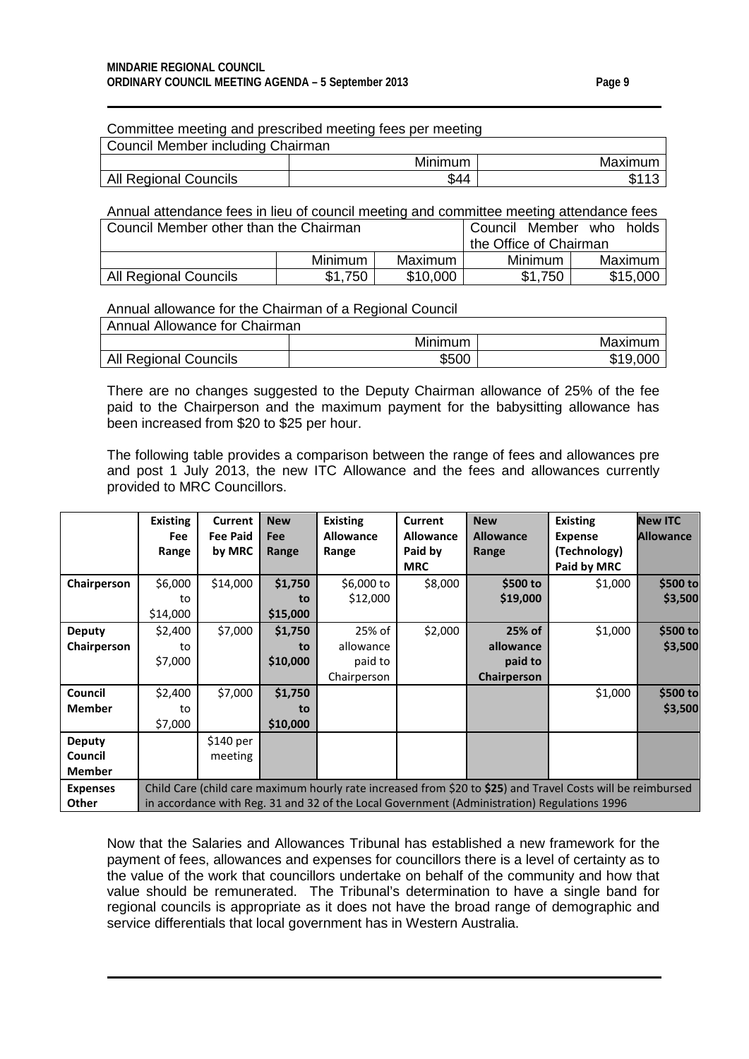Committee meeting and prescribed meeting fees per meeting

| Council Member including Chairman | | |
|---|---|---|
| | Minimum | Maximum |
| All Regional Councils | $44 | $113 |

Annual attendance fees in lieu of council meeting and committee meeting attendance fees

| Council Member other than the Chairman | | | Council Member who holds the Office of Chairman | |
|---|---|---|---|---|
| | Minimum | Maximum | Minimum | Maximum |
| All Regional Councils | $1,750 | $10,000 | $1,750 | $15,000 |

Annual allowance for the Chairman of a Regional Council

| Annual Allowance for Chairman | | |
|---|---|---|
| | Minimum | Maximum |
| All Regional Councils | $500 | $19,000 |

There are no changes suggested to the Deputy Chairman allowance of 25% of the fee paid to the Chairperson and the maximum payment for the babysitting allowance has been increased from $20 to $25 per hour.

The following table provides a comparison between the range of fees and allowances pre and post 1 July 2013, the new ITC Allowance and the fees and allowances currently provided to MRC Councillors.

| | Existing Fee Range | Current Fee Paid by MRC | New Fee Range | Existing Allowance Range | Current Allowance Paid by MRC | New Allowance Range | Existing Expense (Technology) Paid by MRC | New ITC Allowance |
|---|---|---|---|---|---|---|---|---|
| **Chairperson** | $6,000 to $14,000 | $14,000 | **$1,750 to $15,000** | $6,000 to $12,000 | $8,000 | **$500 to $19,000** | $1,000 | **$500 to $3,500** |
| **Deputy Chairperson** | $2,400 to $7,000 | $7,000 | **$1,750 to $10,000** | 25% of allowance paid to Chairperson | $2,000 | **25% of allowance paid to Chairperson** | $1,000 | **$500 to $3,500** |
| **Council Member** | $2,400 to $7,000 | $7,000 | **$1,750 to $10,000** | | | | $1,000 | **$500 to $3,500** |
| **Deputy Council Member** | | $140 per meeting | | | | | | |
| **Expenses Other** | Child Care (child care maximum hourly rate increased from $20 to **$25**) and Travel Costs will be reimbursed in accordance with Reg. 31 and 32 of the Local Government (Administration) Regulations 1996 | | | | | | | |

Now that the Salaries and Allowances Tribunal has established a new framework for the payment of fees, allowances and expenses for councillors there is a level of certainty as to the value of the work that councillors undertake on behalf of the community and how that value should be remunerated. The Tribunal's determination to have a single band for regional councils is appropriate as it does not have the broad range of demographic and service differentials that local government has in Western Australia.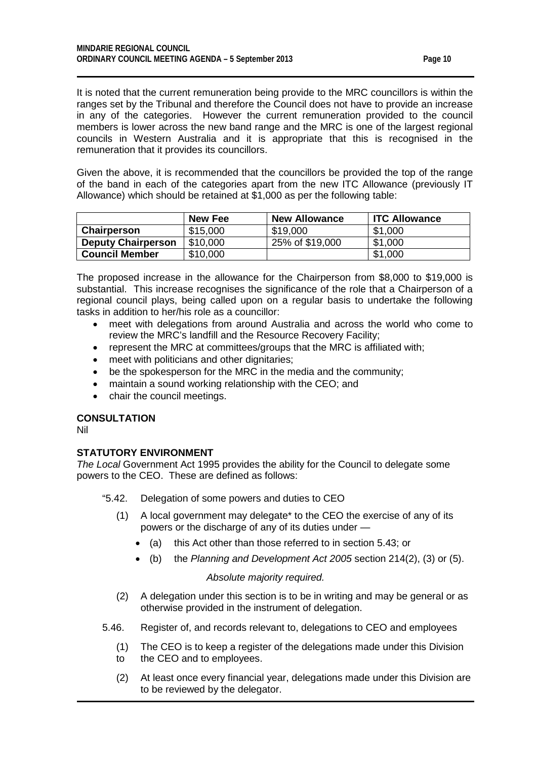It is noted that the current remuneration being provide to the MRC councillors is within the ranges set by the Tribunal and therefore the Council does not have to provide an increase in any of the categories. However the current remuneration provided to the council members is lower across the new band range and the MRC is one of the largest regional councils in Western Australia and it is appropriate that this is recognised in the remuneration that it provides its councillors.

Given the above, it is recommended that the councillors be provided the top of the range of the band in each of the categories apart from the new ITC Allowance (previously IT Allowance) which should be retained at $1,000 as per the following table:

| | New Fee | New Allowance | ITC Allowance |
|---|---|---|---|
| **Chairperson** | $15,000 | $19,000 | $1,000 |
| **Deputy Chairperson** | $10,000 | 25% of $19,000 | $1,000 |
| **Council Member** | $10,000 | | $1,000 |

The proposed increase in the allowance for the Chairperson from $8,000 to $19,000 is substantial. This increase recognises the significance of the role that a Chairperson of a regional council plays, being called upon on a regular basis to undertake the following tasks in addition to her/his role as a councillor:

- meet with delegations from around Australia and across the world who come to review the MRC's landfill and the Resource Recovery Facility;
- represent the MRC at committees/groups that the MRC is affiliated with;
- meet with politicians and other dignitaries;
- be the spokesperson for the MRC in the media and the community;
- maintain a sound working relationship with the CEO; and
- chair the council meetings.

**CONSULTATION**

Nil

**STATUTORY ENVIRONMENT**

*The Local* Government Act 1995 provides the ability for the Council to delegate some powers to the CEO. These are defined as follows:

"5.42. Delegation of some powers and duties to CEO

(1) A local government may delegate* to the CEO the exercise of any of its powers or the discharge of any of its duties under —

- (a) this Act other than those referred to in section 5.43; or
- (b) the *Planning and Development Act 2005* section 214(2), (3) or (5).

*Absolute majority required.*

(2) A delegation under this section is to be in writing and may be general or as otherwise provided in the instrument of delegation.

5.46. Register of, and records relevant to, delegations to CEO and employees

(1) The CEO is to keep a register of the delegations made under this Division to the CEO and to employees.

(2) At least once every financial year, delegations made under this Division are to be reviewed by the delegator.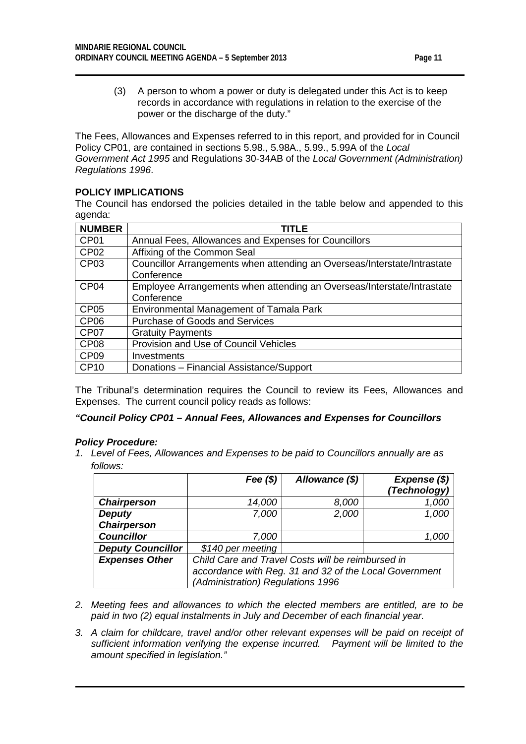(3) A person to whom a power or duty is delegated under this Act is to keep records in accordance with regulations in relation to the exercise of the power or the discharge of the duty."

The Fees, Allowances and Expenses referred to in this report, and provided for in Council Policy CP01, are contained in sections 5.98., 5.98A., 5.99., 5.99A of the *Local Government Act 1995* and Regulations 30-34AB of the *Local Government (Administration) Regulations 1996*.

**POLICY IMPLICATIONS**

The Council has endorsed the policies detailed in the table below and appended to this agenda:

| NUMBER | TITLE |
|---|---|
| CP01 | Annual Fees, Allowances and Expenses for Councillors |
| CP02 | Affixing of the Common Seal |
| CP03 | Councillor Arrangements when attending an Overseas/Interstate/Intrastate Conference |
| CP04 | Employee Arrangements when attending an Overseas/Interstate/Intrastate Conference |
| CP05 | Environmental Management of Tamala Park |
| CP06 | Purchase of Goods and Services |
| CP07 | Gratuity Payments |
| CP08 | Provision and Use of Council Vehicles |
| CP09 | Investments |
| CP10 | Donations – Financial Assistance/Support |

The Tribunal's determination requires the Council to review its Fees, Allowances and Expenses. The current council policy reads as follows:

***"Council Policy CP01 – Annual Fees, Allowances and Expenses for Councillors***

***Policy Procedure:***

1. *Level of Fees, Allowances and Expenses to be paid to Councillors annually are as follows:*

| | ***Fee ($)*** | ***Allowance ($)*** | ***Expense ($) (Technology)*** |
|---|---|---|---|
| ***Chairperson*** | *14,000* | *8,000* | *1,000* |
| ***Deputy Chairperson*** | *7,000* | *2,000* | *1,000* |
| ***Councillor*** | *7,000* | | *1,000* |
| ***Deputy Councillor*** | *$140 per meeting* | | |
| ***Expenses Other*** | *Child Care and Travel Costs will be reimbursed in accordance with Reg. 31 and 32 of the Local Government (Administration) Regulations 1996* | | |

2. *Meeting fees and allowances to which the elected members are entitled, are to be paid in two (2) equal instalments in July and December of each financial year.*

3. *A claim for childcare, travel and/or other relevant expenses will be paid on receipt of sufficient information verifying the expense incurred. Payment will be limited to the amount specified in legislation."*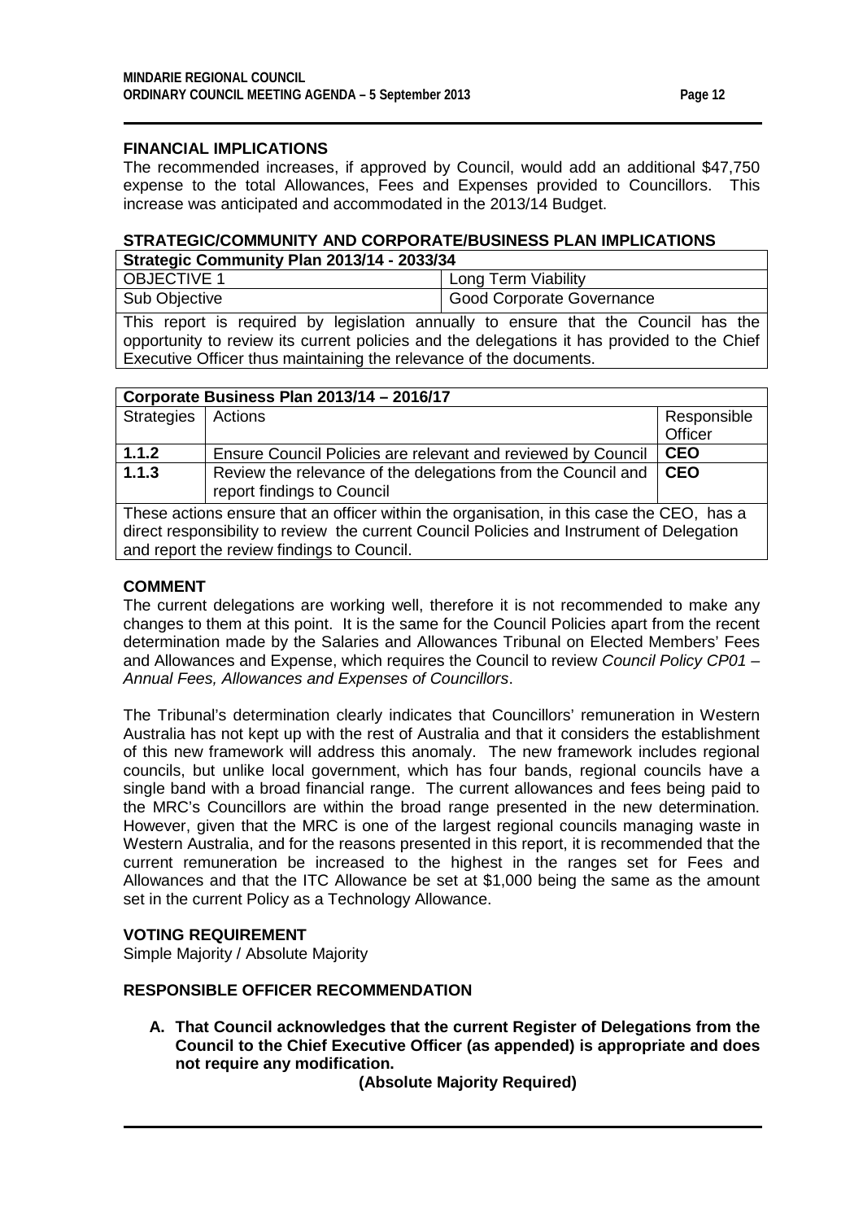### FINANCIAL IMPLICATIONS

The recommended increases, if approved by Council, would add an additional $47,750 expense to the total Allowances, Fees and Expenses provided to Councillors. This increase was anticipated and accommodated in the 2013/14 Budget.

### STRATEGIC/COMMUNITY AND CORPORATE/BUSINESS PLAN IMPLICATIONS

| Strategic Community Plan 2013/14 - 2033/34 | |
|---|---|
| OBJECTIVE 1 | Long Term Viability |
| Sub Objective | Good Corporate Governance |
| This report is required by legislation annually to ensure that the Council has the opportunity to review its current policies and the delegations it has provided to the Chief Executive Officer thus maintaining the relevance of the documents. | |

| Corporate Business Plan 2013/14 – 2016/17 | | |
|---|---|---|
| Strategies | Actions | Responsible Officer |
| **1.1.2** | Ensure Council Policies are relevant and reviewed by Council | **CEO** |
| **1.1.3** | Review the relevance of the delegations from the Council and report findings to Council | **CEO** |
| These actions ensure that an officer within the organisation, in this case the CEO, has a direct responsibility to review the current Council Policies and Instrument of Delegation and report the review findings to Council. | | |

### COMMENT

The current delegations are working well, therefore it is not recommended to make any changes to them at this point. It is the same for the Council Policies apart from the recent determination made by the Salaries and Allowances Tribunal on Elected Members' Fees and Allowances and Expense, which requires the Council to review *Council Policy CP01 – Annual Fees, Allowances and Expenses of Councillors*.

The Tribunal's determination clearly indicates that Councillors' remuneration in Western Australia has not kept up with the rest of Australia and that it considers the establishment of this new framework will address this anomaly. The new framework includes regional councils, but unlike local government, which has four bands, regional councils have a single band with a broad financial range. The current allowances and fees being paid to the MRC's Councillors are within the broad range presented in the new determination. However, given that the MRC is one of the largest regional councils managing waste in Western Australia, and for the reasons presented in this report, it is recommended that the current remuneration be increased to the highest in the ranges set for Fees and Allowances and that the ITC Allowance be set at $1,000 being the same as the amount set in the current Policy as a Technology Allowance.

### VOTING REQUIREMENT

Simple Majority / Absolute Majority

### RESPONSIBLE OFFICER RECOMMENDATION

**A. That Council acknowledges that the current Register of Delegations from the Council to the Chief Executive Officer (as appended) is appropriate and does not require any modification.**

**(Absolute Majority Required)**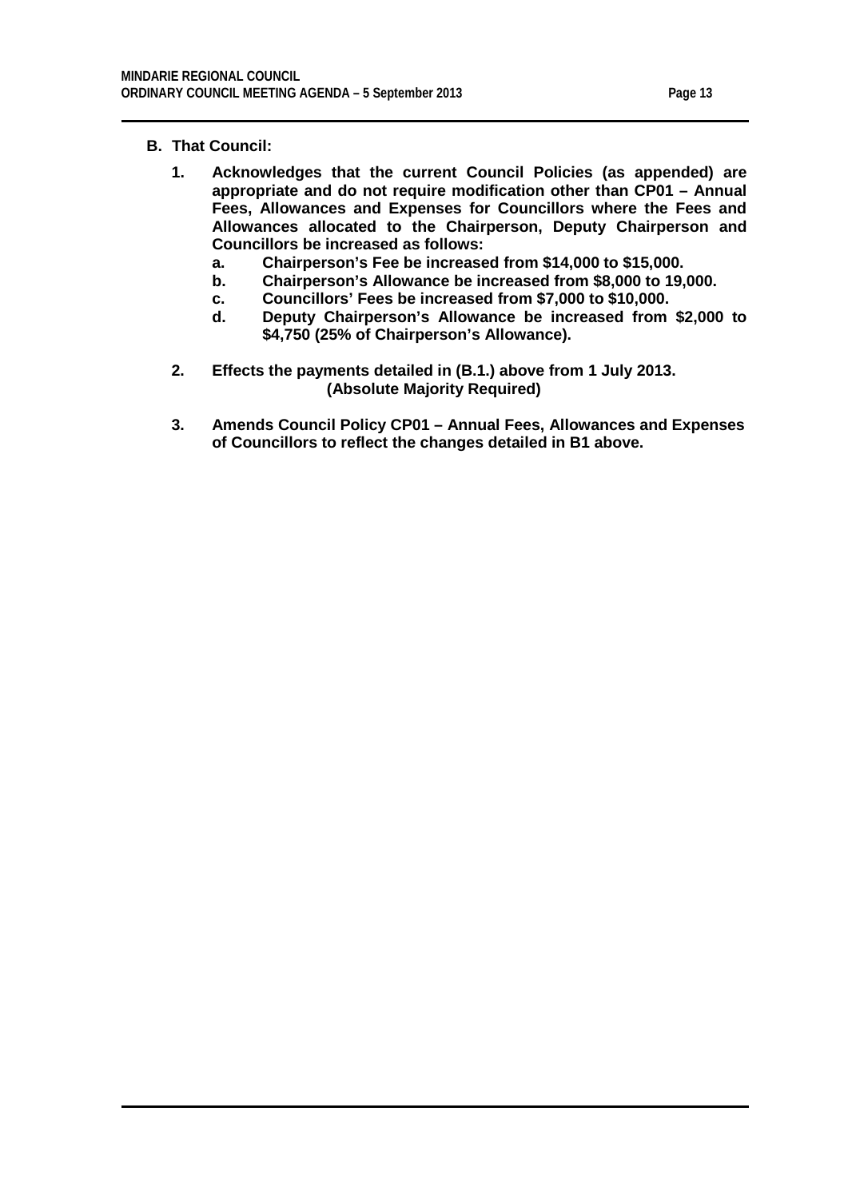**B. That Council:**

1. **Acknowledges that the current Council Policies (as appended) are appropriate and do not require modification other than CP01 – Annual Fees, Allowances and Expenses for Councillors where the Fees and Allowances allocated to the Chairperson, Deputy Chairperson and Councillors be increased as follows:**
   a. **Chairperson's Fee be increased from $14,000 to $15,000.**
   b. **Chairperson's Allowance be increased from $8,000 to 19,000.**
   c. **Councillors' Fees be increased from $7,000 to $10,000.**
   d. **Deputy Chairperson's Allowance be increased from $2,000 to $4,750 (25% of Chairperson's Allowance).**

2. **Effects the payments detailed in (B.1.) above from 1 July 2013.**
   **(Absolute Majority Required)**

3. **Amends Council Policy CP01 – Annual Fees, Allowances and Expenses of Councillors to reflect the changes detailed in B1 above.**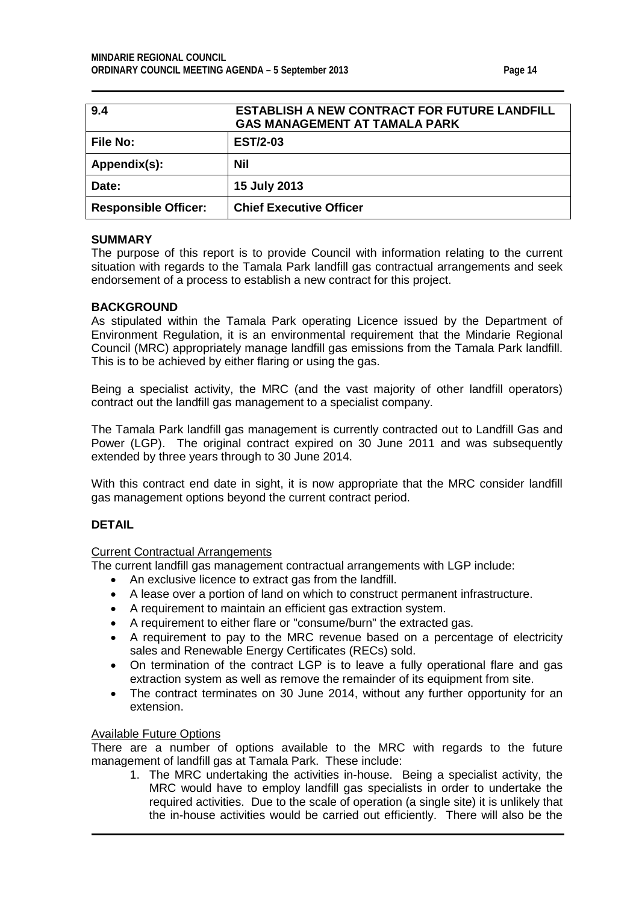| 9.4 | ESTABLISH A NEW CONTRACT FOR FUTURE LANDFILL GAS MANAGEMENT AT TAMALA PARK |
|---|---|
| **File No:** | **EST/2-03** |
| **Appendix(s):** | **Nil** |
| **Date:** | **15 July 2013** |
| **Responsible Officer:** | **Chief Executive Officer** |

**SUMMARY**

The purpose of this report is to provide Council with information relating to the current situation with regards to the Tamala Park landfill gas contractual arrangements and seek endorsement of a process to establish a new contract for this project.

**BACKGROUND**

As stipulated within the Tamala Park operating Licence issued by the Department of Environment Regulation, it is an environmental requirement that the Mindarie Regional Council (MRC) appropriately manage landfill gas emissions from the Tamala Park landfill. This is to be achieved by either flaring or using the gas.

Being a specialist activity, the MRC (and the vast majority of other landfill operators) contract out the landfill gas management to a specialist company.

The Tamala Park landfill gas management is currently contracted out to Landfill Gas and Power (LGP). The original contract expired on 30 June 2011 and was subsequently extended by three years through to 30 June 2014.

With this contract end date in sight, it is now appropriate that the MRC consider landfill gas management options beyond the current contract period.

**DETAIL**

Current Contractual Arrangements

The current landfill gas management contractual arrangements with LGP include:

- An exclusive licence to extract gas from the landfill.
- A lease over a portion of land on which to construct permanent infrastructure.
- A requirement to maintain an efficient gas extraction system.
- A requirement to either flare or "consume/burn" the extracted gas.
- A requirement to pay to the MRC revenue based on a percentage of electricity sales and Renewable Energy Certificates (RECs) sold.
- On termination of the contract LGP is to leave a fully operational flare and gas extraction system as well as remove the remainder of its equipment from site.
- The contract terminates on 30 June 2014, without any further opportunity for an extension.

Available Future Options

There are a number of options available to the MRC with regards to the future management of landfill gas at Tamala Park. These include:

1. The MRC undertaking the activities in-house. Being a specialist activity, the MRC would have to employ landfill gas specialists in order to undertake the required activities. Due to the scale of operation (a single site) it is unlikely that the in-house activities would be carried out efficiently. There will also be the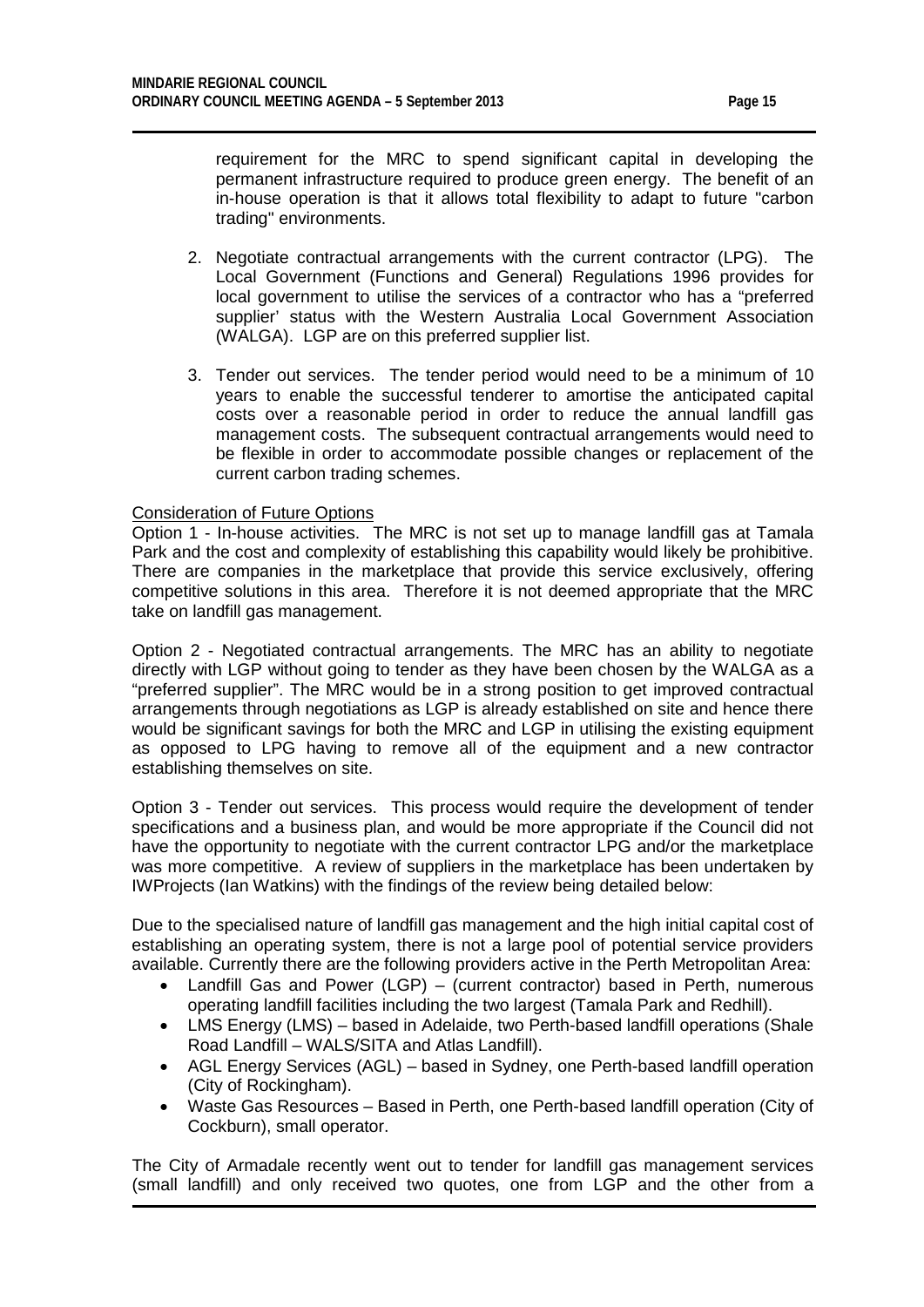requirement for the MRC to spend significant capital in developing the permanent infrastructure required to produce green energy. The benefit of an in-house operation is that it allows total flexibility to adapt to future "carbon trading" environments.

2. Negotiate contractual arrangements with the current contractor (LPG). The Local Government (Functions and General) Regulations 1996 provides for local government to utilise the services of a contractor who has a "preferred supplier' status with the Western Australia Local Government Association (WALGA). LGP are on this preferred supplier list.

3. Tender out services. The tender period would need to be a minimum of 10 years to enable the successful tenderer to amortise the anticipated capital costs over a reasonable period in order to reduce the annual landfill gas management costs. The subsequent contractual arrangements would need to be flexible in order to accommodate possible changes or replacement of the current carbon trading schemes.

<u>Consideration of Future Options</u>

Option 1 - In-house activities. The MRC is not set up to manage landfill gas at Tamala Park and the cost and complexity of establishing this capability would likely be prohibitive. There are companies in the marketplace that provide this service exclusively, offering competitive solutions in this area. Therefore it is not deemed appropriate that the MRC take on landfill gas management.

Option 2 - Negotiated contractual arrangements. The MRC has an ability to negotiate directly with LGP without going to tender as they have been chosen by the WALGA as a "preferred supplier". The MRC would be in a strong position to get improved contractual arrangements through negotiations as LGP is already established on site and hence there would be significant savings for both the MRC and LGP in utilising the existing equipment as opposed to LPG having to remove all of the equipment and a new contractor establishing themselves on site.

Option 3 - Tender out services. This process would require the development of tender specifications and a business plan, and would be more appropriate if the Council did not have the opportunity to negotiate with the current contractor LPG and/or the marketplace was more competitive. A review of suppliers in the marketplace has been undertaken by IWProjects (Ian Watkins) with the findings of the review being detailed below:

Due to the specialised nature of landfill gas management and the high initial capital cost of establishing an operating system, there is not a large pool of potential service providers available. Currently there are the following providers active in the Perth Metropolitan Area:

- Landfill Gas and Power (LGP) – (current contractor) based in Perth, numerous operating landfill facilities including the two largest (Tamala Park and Redhill).
- LMS Energy (LMS) – based in Adelaide, two Perth-based landfill operations (Shale Road Landfill – WALS/SITA and Atlas Landfill).
- AGL Energy Services (AGL) – based in Sydney, one Perth-based landfill operation (City of Rockingham).
- Waste Gas Resources – Based in Perth, one Perth-based landfill operation (City of Cockburn), small operator.

The City of Armadale recently went out to tender for landfill gas management services (small landfill) and only received two quotes, one from LGP and the other from a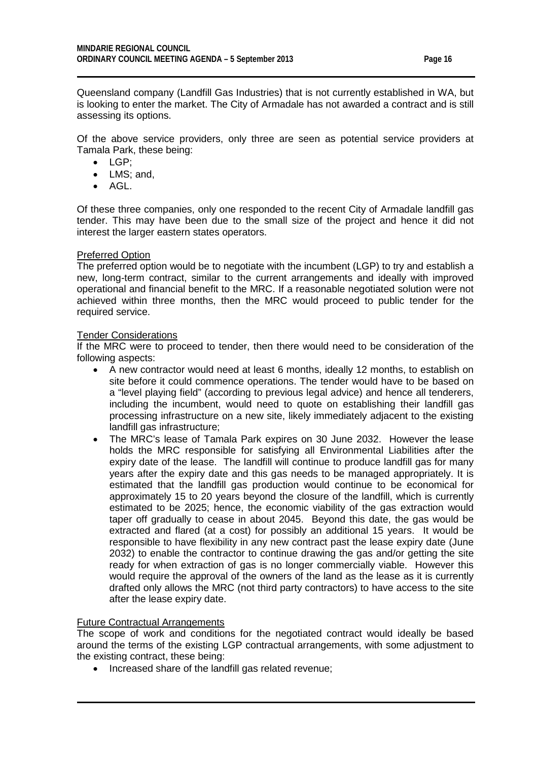Queensland company (Landfill Gas Industries) that is not currently established in WA, but is looking to enter the market. The City of Armadale has not awarded a contract and is still assessing its options.

Of the above service providers, only three are seen as potential service providers at Tamala Park, these being:

- LGP;
- LMS; and,
- AGL.

Of these three companies, only one responded to the recent City of Armadale landfill gas tender. This may have been due to the small size of the project and hence it did not interest the larger eastern states operators.

<u>Preferred Option</u>

The preferred option would be to negotiate with the incumbent (LGP) to try and establish a new, long-term contract, similar to the current arrangements and ideally with improved operational and financial benefit to the MRC. If a reasonable negotiated solution were not achieved within three months, then the MRC would proceed to public tender for the required service.

<u>Tender Considerations</u>

If the MRC were to proceed to tender, then there would need to be consideration of the following aspects:

- A new contractor would need at least 6 months, ideally 12 months, to establish on site before it could commence operations. The tender would have to be based on a "level playing field" (according to previous legal advice) and hence all tenderers, including the incumbent, would need to quote on establishing their landfill gas processing infrastructure on a new site, likely immediately adjacent to the existing landfill gas infrastructure;
- The MRC's lease of Tamala Park expires on 30 June 2032. However the lease holds the MRC responsible for satisfying all Environmental Liabilities after the expiry date of the lease. The landfill will continue to produce landfill gas for many years after the expiry date and this gas needs to be managed appropriately. It is estimated that the landfill gas production would continue to be economical for approximately 15 to 20 years beyond the closure of the landfill, which is currently estimated to be 2025; hence, the economic viability of the gas extraction would taper off gradually to cease in about 2045. Beyond this date, the gas would be extracted and flared (at a cost) for possibly an additional 15 years. It would be responsible to have flexibility in any new contract past the lease expiry date (June 2032) to enable the contractor to continue drawing the gas and/or getting the site ready for when extraction of gas is no longer commercially viable. However this would require the approval of the owners of the land as the lease as it is currently drafted only allows the MRC (not third party contractors) to have access to the site after the lease expiry date.

<u>Future Contractual Arrangements</u>

The scope of work and conditions for the negotiated contract would ideally be based around the terms of the existing LGP contractual arrangements, with some adjustment to the existing contract, these being:

- Increased share of the landfill gas related revenue;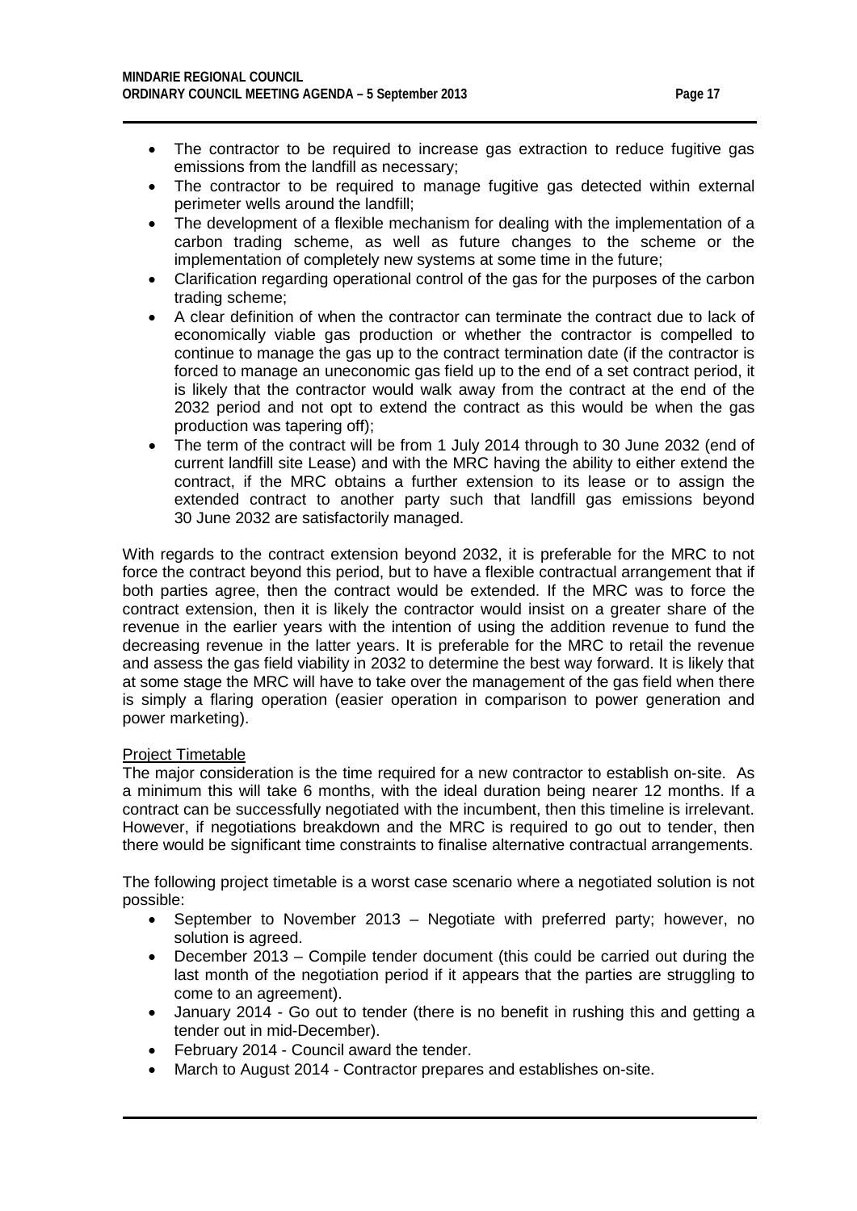- The contractor to be required to increase gas extraction to reduce fugitive gas emissions from the landfill as necessary;
- The contractor to be required to manage fugitive gas detected within external perimeter wells around the landfill;
- The development of a flexible mechanism for dealing with the implementation of a carbon trading scheme, as well as future changes to the scheme or the implementation of completely new systems at some time in the future;
- Clarification regarding operational control of the gas for the purposes of the carbon trading scheme;
- A clear definition of when the contractor can terminate the contract due to lack of economically viable gas production or whether the contractor is compelled to continue to manage the gas up to the contract termination date (if the contractor is forced to manage an uneconomic gas field up to the end of a set contract period, it is likely that the contractor would walk away from the contract at the end of the 2032 period and not opt to extend the contract as this would be when the gas production was tapering off);
- The term of the contract will be from 1 July 2014 through to 30 June 2032 (end of current landfill site Lease) and with the MRC having the ability to either extend the contract, if the MRC obtains a further extension to its lease or to assign the extended contract to another party such that landfill gas emissions beyond 30 June 2032 are satisfactorily managed.

With regards to the contract extension beyond 2032, it is preferable for the MRC to not force the contract beyond this period, but to have a flexible contractual arrangement that if both parties agree, then the contract would be extended. If the MRC was to force the contract extension, then it is likely the contractor would insist on a greater share of the revenue in the earlier years with the intention of using the addition revenue to fund the decreasing revenue in the latter years. It is preferable for the MRC to retail the revenue and assess the gas field viability in 2032 to determine the best way forward. It is likely that at some stage the MRC will have to take over the management of the gas field when there is simply a flaring operation (easier operation in comparison to power generation and power marketing).

Project Timetable

The major consideration is the time required for a new contractor to establish on-site. As a minimum this will take 6 months, with the ideal duration being nearer 12 months. If a contract can be successfully negotiated with the incumbent, then this timeline is irrelevant. However, if negotiations breakdown and the MRC is required to go out to tender, then there would be significant time constraints to finalise alternative contractual arrangements.

The following project timetable is a worst case scenario where a negotiated solution is not possible:

- September to November 2013 – Negotiate with preferred party; however, no solution is agreed.
- December 2013 – Compile tender document (this could be carried out during the last month of the negotiation period if it appears that the parties are struggling to come to an agreement).
- January 2014 - Go out to tender (there is no benefit in rushing this and getting a tender out in mid-December).
- February 2014 - Council award the tender.
- March to August 2014 - Contractor prepares and establishes on-site.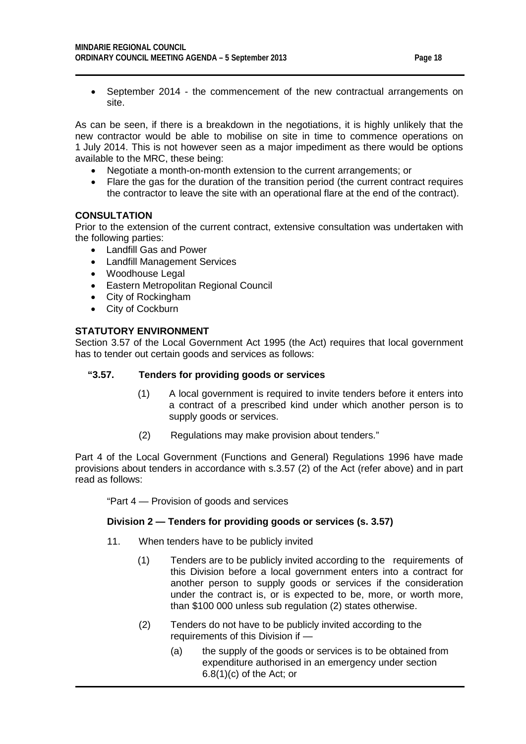- September 2014 - the commencement of the new contractual arrangements on site.

As can be seen, if there is a breakdown in the negotiations, it is highly unlikely that the new contractor would be able to mobilise on site in time to commence operations on 1 July 2014. This is not however seen as a major impediment as there would be options available to the MRC, these being:

- Negotiate a month-on-month extension to the current arrangements; or
- Flare the gas for the duration of the transition period (the current contract requires the contractor to leave the site with an operational flare at the end of the contract).

**CONSULTATION**

Prior to the extension of the current contract, extensive consultation was undertaken with the following parties:

- Landfill Gas and Power
- Landfill Management Services
- Woodhouse Legal
- Eastern Metropolitan Regional Council
- City of Rockingham
- City of Cockburn

**STATUTORY ENVIRONMENT**

Section 3.57 of the Local Government Act 1995 (the Act) requires that local government has to tender out certain goods and services as follows:

**"3.57. Tenders for providing goods or services**

(1) A local government is required to invite tenders before it enters into a contract of a prescribed kind under which another person is to supply goods or services.

(2) Regulations may make provision about tenders."

Part 4 of the Local Government (Functions and General) Regulations 1996 have made provisions about tenders in accordance with s.3.57 (2) of the Act (refer above) and in part read as follows:

"Part 4 — Provision of goods and services

**Division 2 — Tenders for providing goods or services (s. 3.57)**

11. When tenders have to be publicly invited

(1) Tenders are to be publicly invited according to the requirements of this Division before a local government enters into a contract for another person to supply goods or services if the consideration under the contract is, or is expected to be, more, or worth more, than $100 000 unless sub regulation (2) states otherwise.

(2) Tenders do not have to be publicly invited according to the requirements of this Division if —

(a) the supply of the goods or services is to be obtained from expenditure authorised in an emergency under section 6.8(1)(c) of the Act; or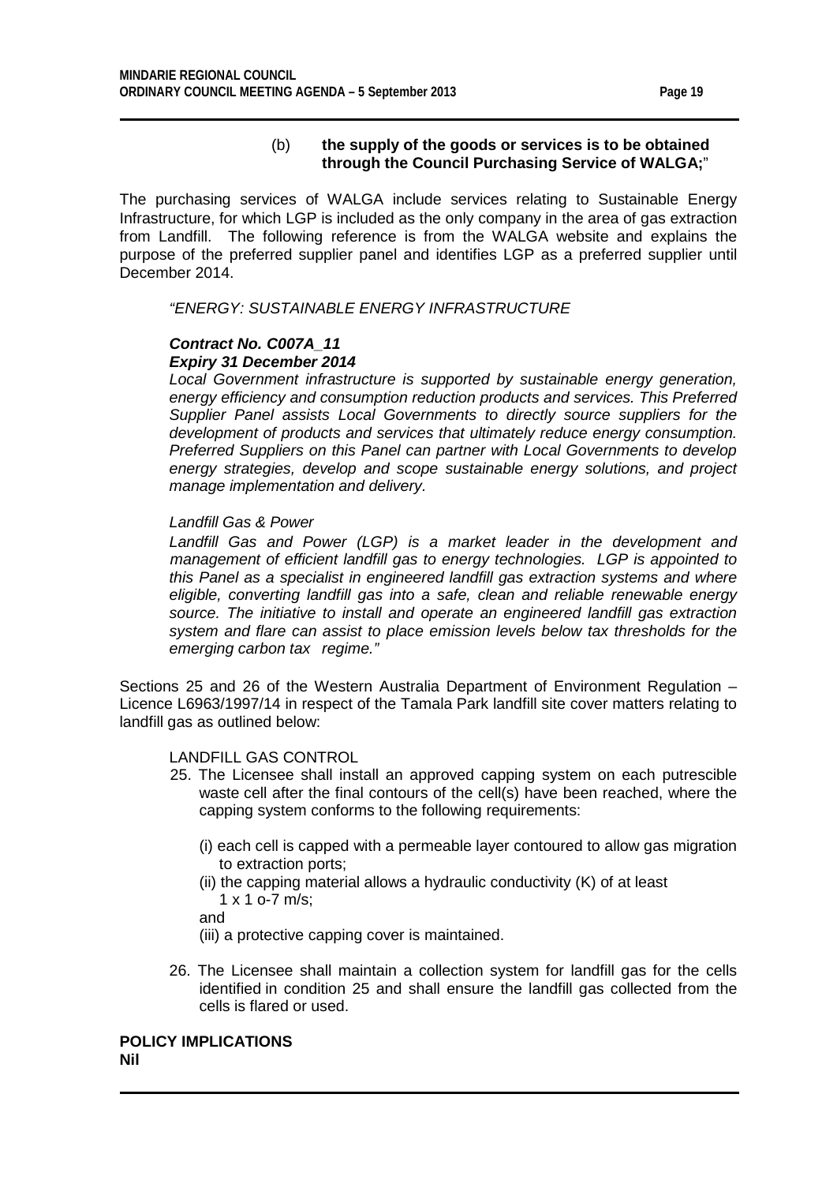(b) **the supply of the goods or services is to be obtained through the Council Purchasing Service of WALGA;**"

The purchasing services of WALGA include services relating to Sustainable Energy Infrastructure, for which LGP is included as the only company in the area of gas extraction from Landfill. The following reference is from the WALGA website and explains the purpose of the preferred supplier panel and identifies LGP as a preferred supplier until December 2014.

*"ENERGY: SUSTAINABLE ENERGY INFRASTRUCTURE*

***Contract No. C007A_11***
***Expiry 31 December 2014***
*Local Government infrastructure is supported by sustainable energy generation, energy efficiency and consumption reduction products and services. This Preferred Supplier Panel assists Local Governments to directly source suppliers for the development of products and services that ultimately reduce energy consumption. Preferred Suppliers on this Panel can partner with Local Governments to develop energy strategies, develop and scope sustainable energy solutions, and project manage implementation and delivery.*

*Landfill Gas & Power*
*Landfill Gas and Power (LGP) is a market leader in the development and management of efficient landfill gas to energy technologies. LGP is appointed to this Panel as a specialist in engineered landfill gas extraction systems and where eligible, converting landfill gas into a safe, clean and reliable renewable energy source. The initiative to install and operate an engineered landfill gas extraction system and flare can assist to place emission levels below tax thresholds for the emerging carbon tax regime."*

Sections 25 and 26 of the Western Australia Department of Environment Regulation – Licence L6963/1997/14 in respect of the Tamala Park landfill site cover matters relating to landfill gas as outlined below:

LANDFILL GAS CONTROL

25. The Licensee shall install an approved capping system on each putrescible waste cell after the final contours of the cell(s) have been reached, where the capping system conforms to the following requirements:

    (i) each cell is capped with a permeable layer contoured to allow gas migration to extraction ports;
    (ii) the capping material allows a hydraulic conductivity (K) of at least 1 x 1 o-7 m/s;
    and
    (iii) a protective capping cover is maintained.

26. The Licensee shall maintain a collection system for landfill gas for the cells identified in condition 25 and shall ensure the landfill gas collected from the cells is flared or used.

**POLICY IMPLICATIONS**
**Nil**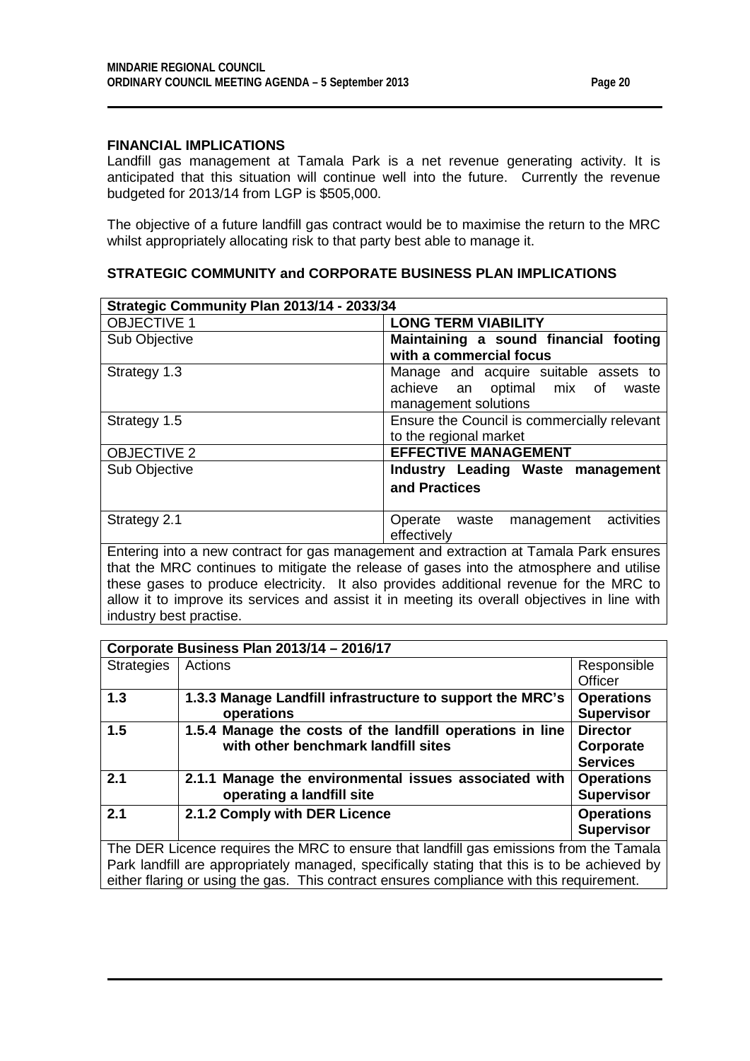**FINANCIAL IMPLICATIONS**

Landfill gas management at Tamala Park is a net revenue generating activity. It is anticipated that this situation will continue well into the future. Currently the revenue budgeted for 2013/14 from LGP is $505,000.

The objective of a future landfill gas contract would be to maximise the return to the MRC whilst appropriately allocating risk to that party best able to manage it.

**STRATEGIC COMMUNITY and CORPORATE BUSINESS PLAN IMPLICATIONS**

| **Strategic Community Plan 2013/14 - 2033/34** | |
|---|---|
| OBJECTIVE 1 | **LONG TERM VIABILITY** |
| Sub Objective | **Maintaining a sound financial footing with a commercial focus** |
| Strategy 1.3 | Manage and acquire suitable assets to achieve an optimal mix of waste management solutions |
| Strategy 1.5 | Ensure the Council is commercially relevant to the regional market |
| OBJECTIVE 2 | **EFFECTIVE MANAGEMENT** |
| Sub Objective | **Industry Leading Waste management and Practices** |
| Strategy 2.1 | Operate waste management activities effectively |
| Entering into a new contract for gas management and extraction at Tamala Park ensures that the MRC continues to mitigate the release of gases into the atmosphere and utilise these gases to produce electricity. It also provides additional revenue for the MRC to allow it to improve its services and assist it in meeting its overall objectives in line with industry best practise. | |

| **Corporate Business Plan 2013/14 – 2016/17** | | |
|---|---|---|
| Strategies | Actions | Responsible Officer |
| **1.3** | **1.3.3 Manage Landfill infrastructure to support the MRC's operations** | **Operations Supervisor** |
| **1.5** | **1.5.4 Manage the costs of the landfill operations in line with other benchmark landfill sites** | **Director Corporate Services** |
| **2.1** | **2.1.1 Manage the environmental issues associated with operating a landfill site** | **Operations Supervisor** |
| **2.1** | **2.1.2 Comply with DER Licence** | **Operations Supervisor** |
| The DER Licence requires the MRC to ensure that landfill gas emissions from the Tamala Park landfill are appropriately managed, specifically stating that this is to be achieved by either flaring or using the gas. This contract ensures compliance with this requirement. | | |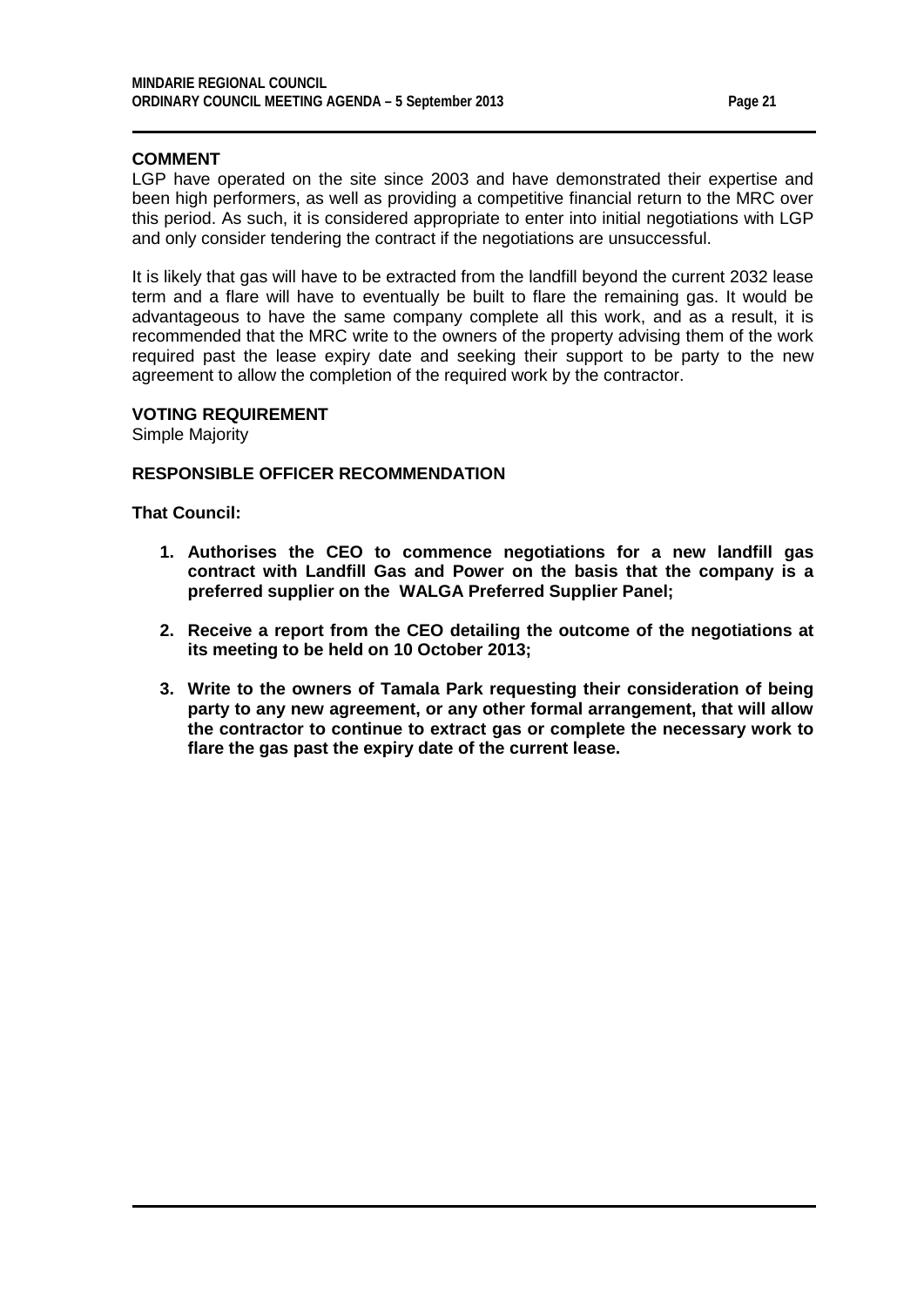**COMMENT**

LGP have operated on the site since 2003 and have demonstrated their expertise and been high performers, as well as providing a competitive financial return to the MRC over this period. As such, it is considered appropriate to enter into initial negotiations with LGP and only consider tendering the contract if the negotiations are unsuccessful.

It is likely that gas will have to be extracted from the landfill beyond the current 2032 lease term and a flare will have to eventually be built to flare the remaining gas. It would be advantageous to have the same company complete all this work, and as a result, it is recommended that the MRC write to the owners of the property advising them of the work required past the lease expiry date and seeking their support to be party to the new agreement to allow the completion of the required work by the contractor.

**VOTING REQUIREMENT**

Simple Majority

**RESPONSIBLE OFFICER RECOMMENDATION**

**That Council:**

1. **Authorises the CEO to commence negotiations for a new landfill gas contract with Landfill Gas and Power on the basis that the company is a preferred supplier on the WALGA Preferred Supplier Panel;**

2. **Receive a report from the CEO detailing the outcome of the negotiations at its meeting to be held on 10 October 2013;**

3. **Write to the owners of Tamala Park requesting their consideration of being party to any new agreement, or any other formal arrangement, that will allow the contractor to continue to extract gas or complete the necessary work to flare the gas past the expiry date of the current lease.**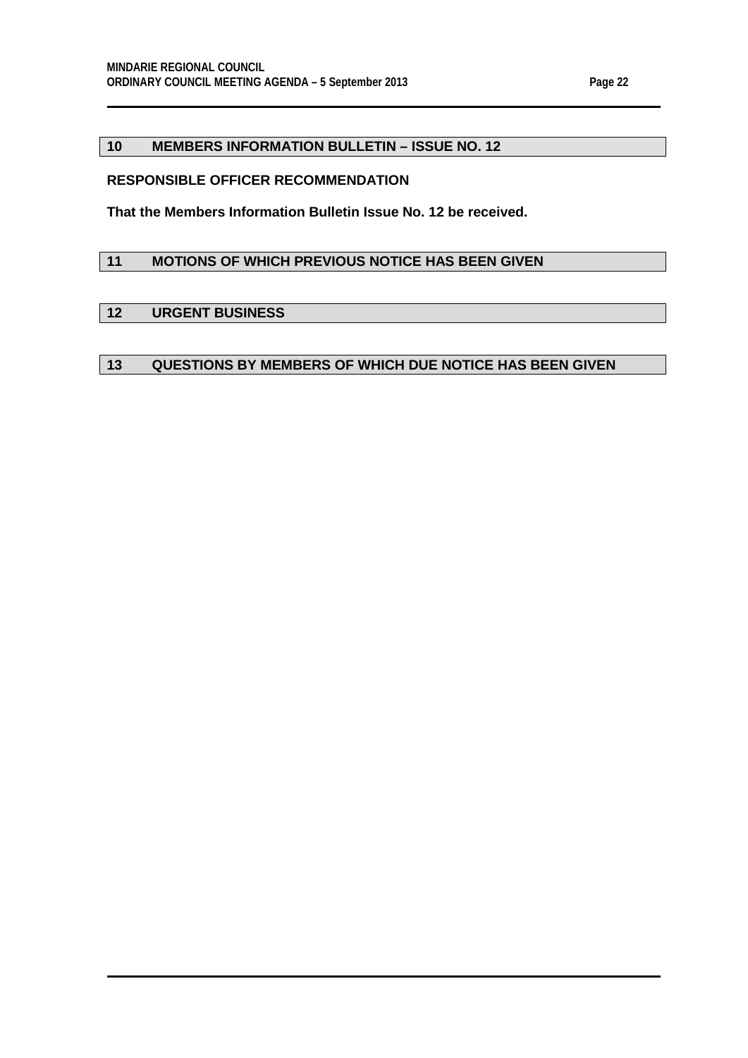## 10 MEMBERS INFORMATION BULLETIN – ISSUE NO. 12

**RESPONSIBLE OFFICER RECOMMENDATION**

**That the Members Information Bulletin Issue No. 12 be received.**

## 11 MOTIONS OF WHICH PREVIOUS NOTICE HAS BEEN GIVEN

## 12 URGENT BUSINESS

## 13 QUESTIONS BY MEMBERS OF WHICH DUE NOTICE HAS BEEN GIVEN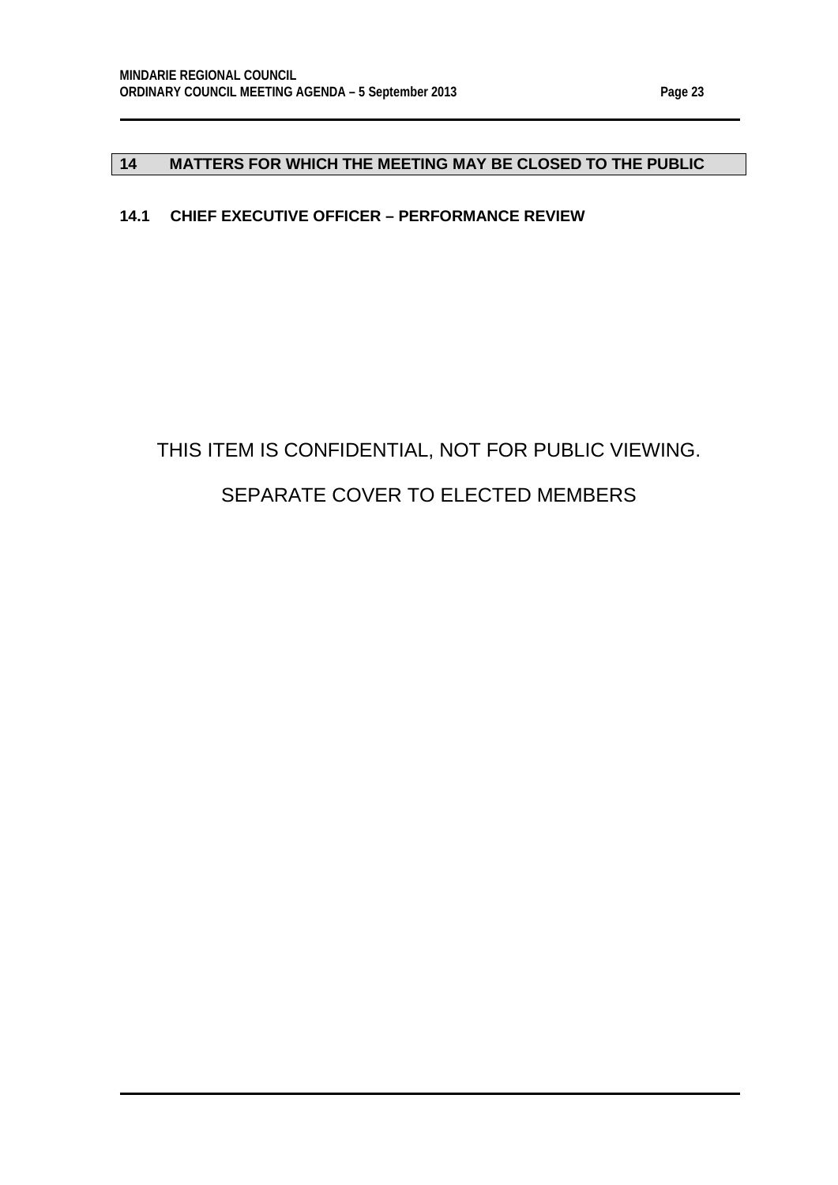## 14 MATTERS FOR WHICH THE MEETING MAY BE CLOSED TO THE PUBLIC

### 14.1 CHIEF EXECUTIVE OFFICER – PERFORMANCE REVIEW

THIS ITEM IS CONFIDENTIAL, NOT FOR PUBLIC VIEWING.

SEPARATE COVER TO ELECTED MEMBERS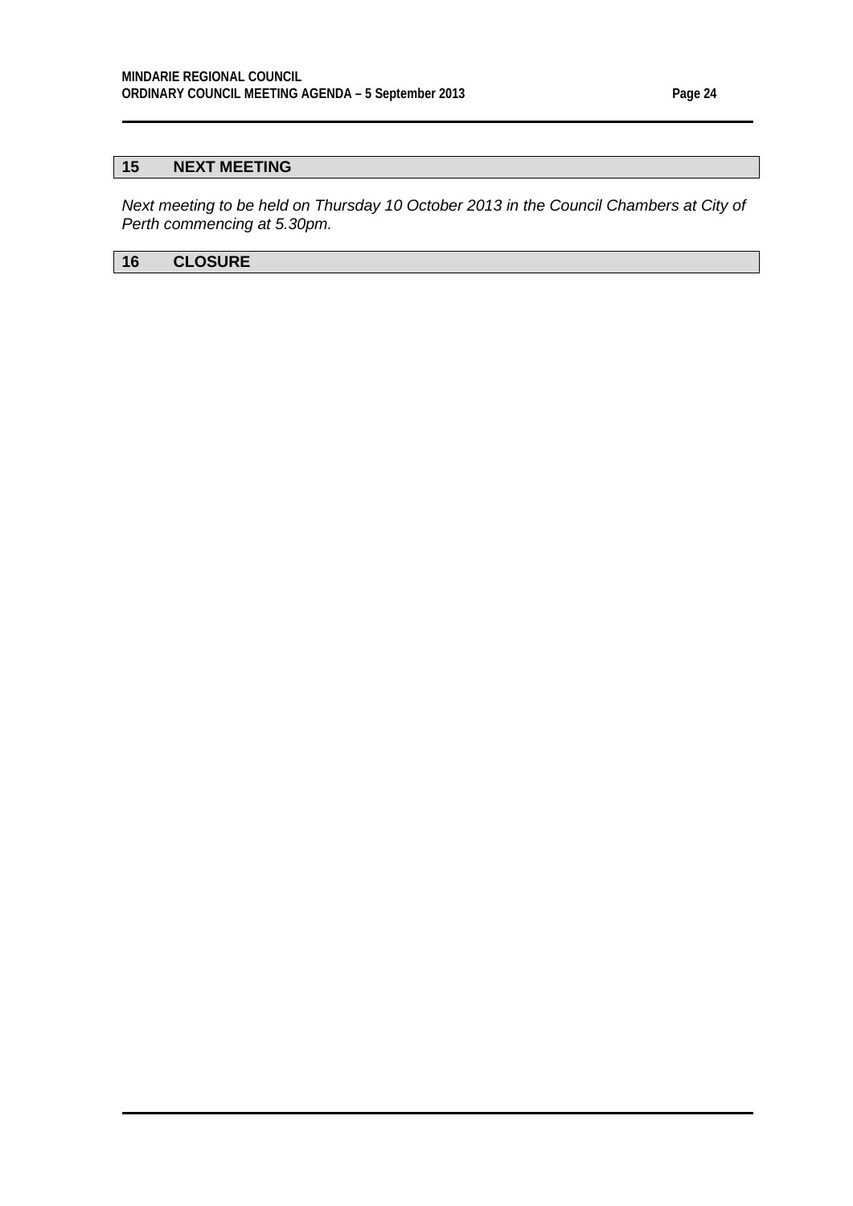## 15 NEXT MEETING

*Next meeting to be held on Thursday 10 October 2013 in the Council Chambers at City of Perth commencing at 5.30pm.*

## 16 CLOSURE